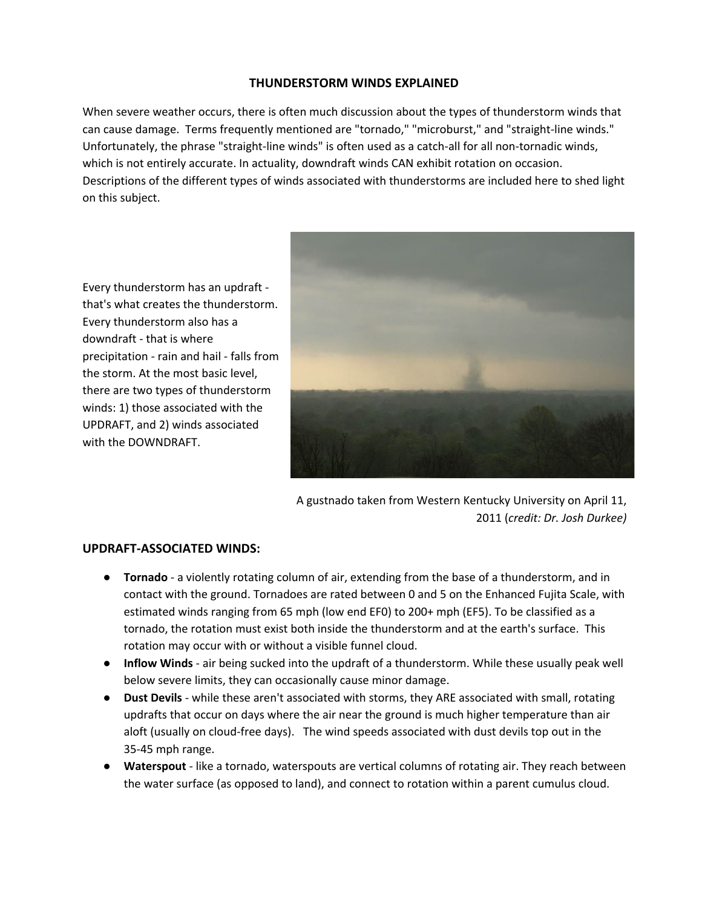# THUNDERSTORM WINDS EXPLAINED

When severe weather occurs, there is often much discussion about the types of thunderstorm winds that can cause damage. Terms frequently mentioned are "tornado," "microburst," and "straight-line winds." Unfortunately, the phrase "straight-line winds" is often used as a catch-all for all non-tornadic winds, which is not entirely accurate. In actuality, downdraft winds CAN exhibit rotation on occasion. Descriptions of the different types of winds associated with thunderstorms are included here to shed light on this subject.

Every thunderstorm has an updraft - that's what creates the thunderstorm. Every thunderstorm also has a downdraft - that is where precipitation - rain and hail - falls from the storm. At the most basic level, there are two types of thunderstorm winds: 1) those associated with the UPDRAFT, and 2) winds associated with the DOWNDRAFT.

A gustnado taken from Western Kentucky University on April 11, 2011 (*credit: Dr. Josh Durkee)*

## UPDRAFT-ASSOCIATED WINDS:

- **Tornado** - a violently rotating column of air, extending from the base of a thunderstorm, and in contact with the ground. Tornadoes are rated between 0 and 5 on the Enhanced Fujita Scale, with estimated winds ranging from 65 mph (low end EF0) to 200+ mph (EF5). To be classified as a tornado, the rotation must exist both inside the thunderstorm and at the earth's surface. This rotation may occur with or without a visible funnel cloud.
- **Inflow Winds** - air being sucked into the updraft of a thunderstorm. While these usually peak well below severe limits, they can occasionally cause minor damage.
- **Dust Devils** - while these aren't associated with storms, they ARE associated with small, rotating updrafts that occur on days where the air near the ground is much higher temperature than air aloft (usually on cloud-free days). The wind speeds associated with dust devils top out in the 35-45 mph range.
- **Waterspout** - like a tornado, waterspouts are vertical columns of rotating air. They reach between the water surface (as opposed to land), and connect to rotation within a parent cumulus cloud.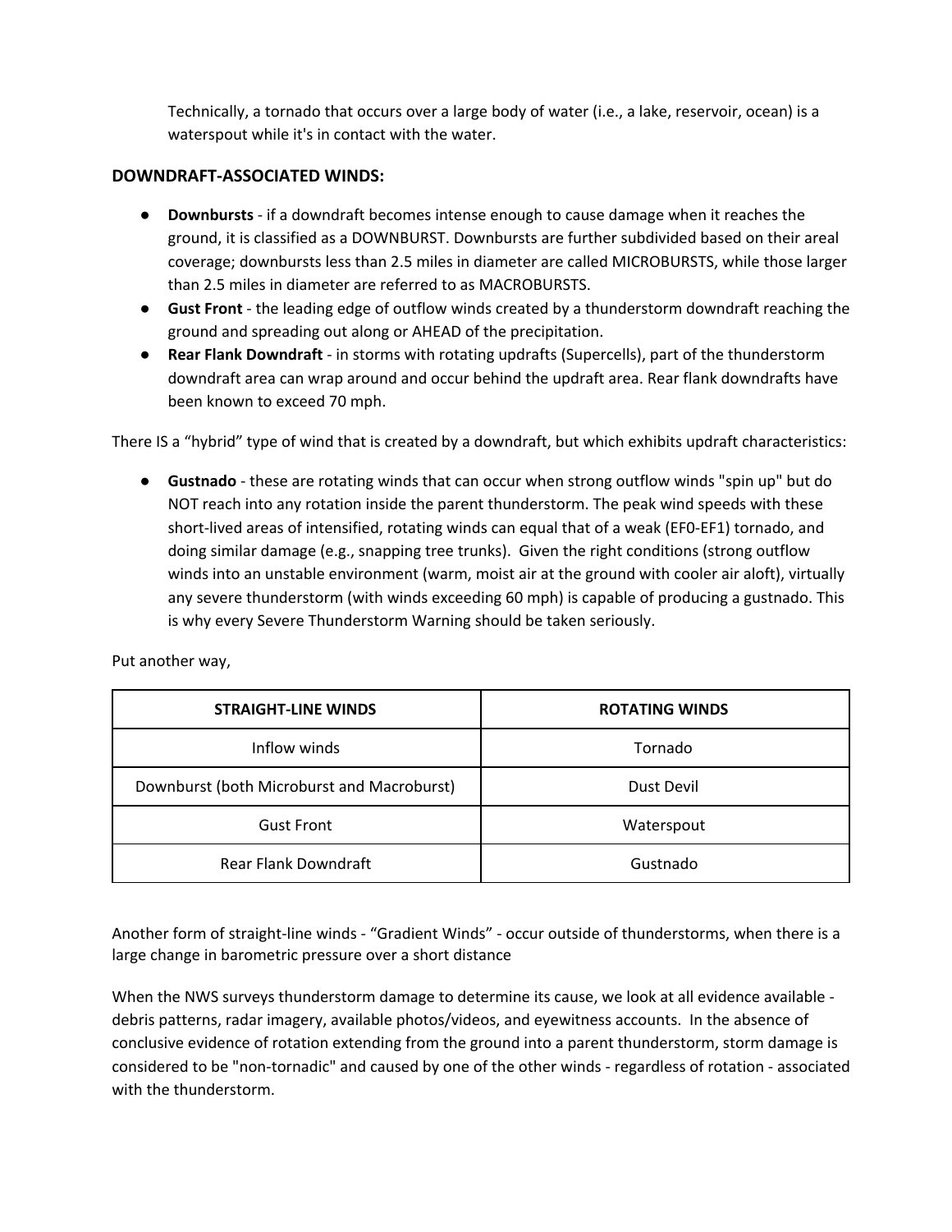Technically, a tornado that occurs over a large body of water (i.e., a lake, reservoir, ocean) is a waterspout while it's in contact with the water.

### DOWNDRAFT-ASSOCIATED WINDS:

- **Downbursts** - if a downdraft becomes intense enough to cause damage when it reaches the ground, it is classified as a DOWNBURST. Downbursts are further subdivided based on their areal coverage; downbursts less than 2.5 miles in diameter are called MICROBURSTS, while those larger than 2.5 miles in diameter are referred to as MACROBURSTS.
- **Gust Front** - the leading edge of outflow winds created by a thunderstorm downdraft reaching the ground and spreading out along or AHEAD of the precipitation.
- **Rear Flank Downdraft** - in storms with rotating updrafts (Supercells), part of the thunderstorm downdraft area can wrap around and occur behind the updraft area. Rear flank downdrafts have been known to exceed 70 mph.

There IS a "hybrid" type of wind that is created by a downdraft, but which exhibits updraft characteristics:

- **Gustnado** - these are rotating winds that can occur when strong outflow winds "spin up" but do NOT reach into any rotation inside the parent thunderstorm. The peak wind speeds with these short-lived areas of intensified, rotating winds can equal that of a weak (EF0-EF1) tornado, and doing similar damage (e.g., snapping tree trunks). Given the right conditions (strong outflow winds into an unstable environment (warm, moist air at the ground with cooler air aloft), virtually any severe thunderstorm (with winds exceeding 60 mph) is capable of producing a gustnado. This is why every Severe Thunderstorm Warning should be taken seriously.

Put another way,

| STRAIGHT-LINE WINDS | ROTATING WINDS |
|---|---|
| Inflow winds | Tornado |
| Downburst (both Microburst and Macroburst) | Dust Devil |
| Gust Front | Waterspout |
| Rear Flank Downdraft | Gustnado |

Another form of straight-line winds - "Gradient Winds" - occur outside of thunderstorms, when there is a large change in barometric pressure over a short distance

When the NWS surveys thunderstorm damage to determine its cause, we look at all evidence available - debris patterns, radar imagery, available photos/videos, and eyewitness accounts. In the absence of conclusive evidence of rotation extending from the ground into a parent thunderstorm, storm damage is considered to be "non-tornadic" and caused by one of the other winds - regardless of rotation - associated with the thunderstorm.